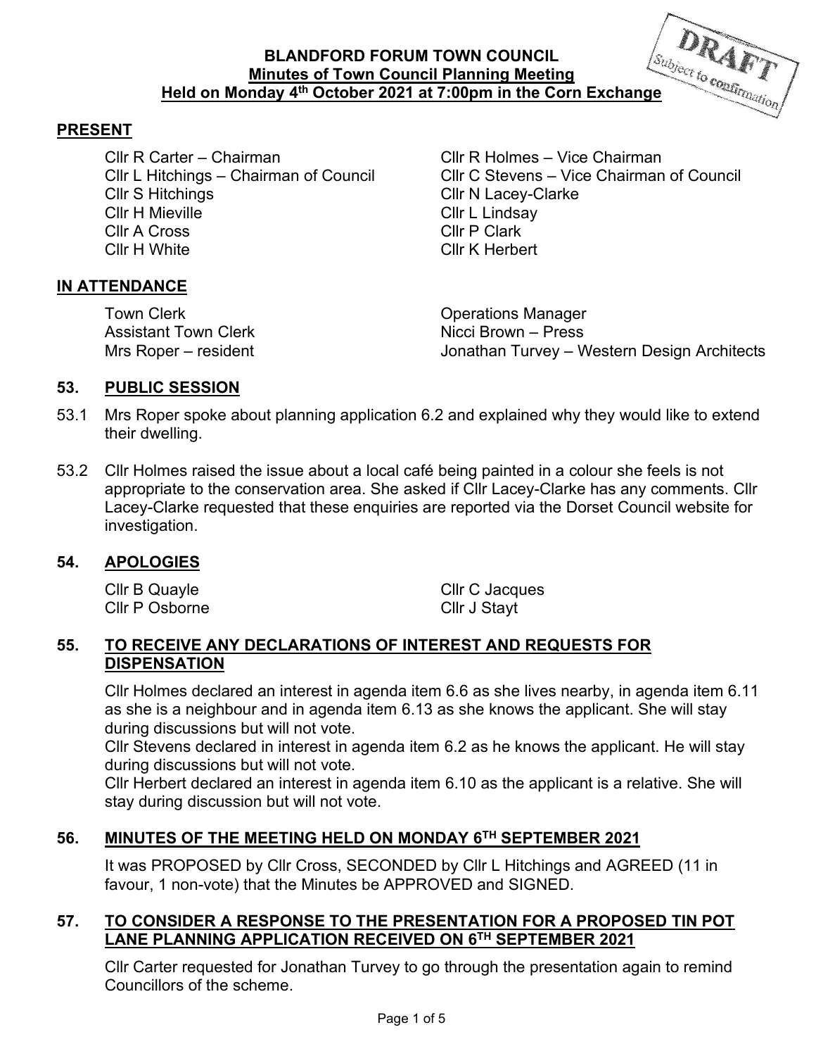**BLANDFORD FORUM TOWN COUNCIL**
**Minutes of Town Council Planning Meeting**
**Held on Monday 4th October 2021 at 7:00pm in the Corn Exchange**

DRAFT
Subject to confirmation

## PRESENT

Cllr R Carter – Chairman
Cllr R Holmes – Vice Chairman
Cllr L Hitchings – Chairman of Council
Cllr C Stevens – Vice Chairman of Council
Cllr S Hitchings
Cllr N Lacey-Clarke
Cllr H Mieville
Cllr L Lindsay
Cllr A Cross
Cllr P Clark
Cllr H White
Cllr K Herbert

## IN ATTENDANCE

Town Clerk
Operations Manager
Assistant Town Clerk
Nicci Brown – Press
Mrs Roper – resident
Jonathan Turvey – Western Design Architects

## 53. PUBLIC SESSION

53.1 Mrs Roper spoke about planning application 6.2 and explained why they would like to extend their dwelling.

53.2 Cllr Holmes raised the issue about a local café being painted in a colour she feels is not appropriate to the conservation area. She asked if Cllr Lacey-Clarke has any comments. Cllr Lacey-Clarke requested that these enquiries are reported via the Dorset Council website for investigation.

## 54. APOLOGIES

Cllr B Quayle
Cllr C Jacques
Cllr P Osborne
Cllr J Stayt

## 55. TO RECEIVE ANY DECLARATIONS OF INTEREST AND REQUESTS FOR DISPENSATION

Cllr Holmes declared an interest in agenda item 6.6 as she lives nearby, in agenda item 6.11 as she is a neighbour and in agenda item 6.13 as she knows the applicant. She will stay during discussions but will not vote.
Cllr Stevens declared in interest in agenda item 6.2 as he knows the applicant. He will stay during discussions but will not vote.
Cllr Herbert declared an interest in agenda item 6.10 as the applicant is a relative. She will stay during discussion but will not vote.

## 56. MINUTES OF THE MEETING HELD ON MONDAY 6TH SEPTEMBER 2021

It was PROPOSED by Cllr Cross, SECONDED by Cllr L Hitchings and AGREED (11 in favour, 1 non-vote) that the Minutes be APPROVED and SIGNED.

## 57. TO CONSIDER A RESPONSE TO THE PRESENTATION FOR A PROPOSED TIN POT LANE PLANNING APPLICATION RECEIVED ON 6TH SEPTEMBER 2021

Cllr Carter requested for Jonathan Turvey to go through the presentation again to remind Councillors of the scheme.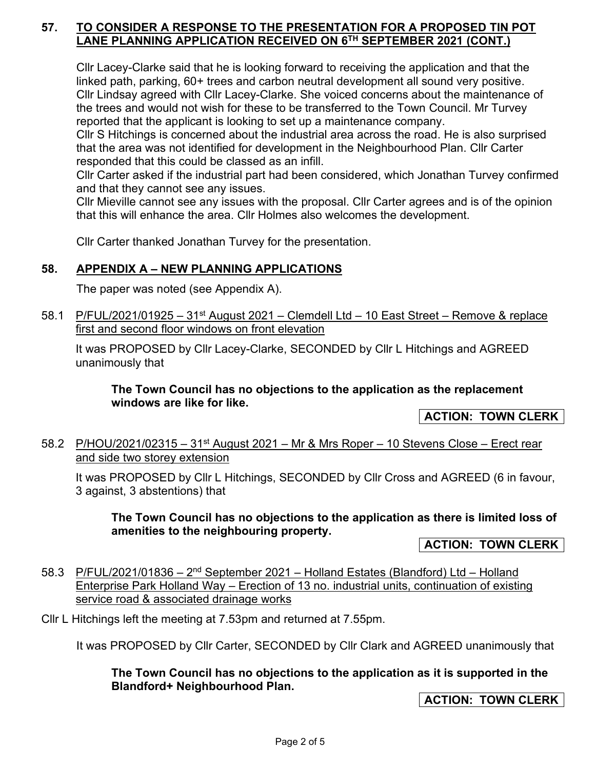## 57. TO CONSIDER A RESPONSE TO THE PRESENTATION FOR A PROPOSED TIN POT LANE PLANNING APPLICATION RECEIVED ON 6TH SEPTEMBER 2021 (CONT.)

Cllr Lacey-Clarke said that he is looking forward to receiving the application and that the linked path, parking, 60+ trees and carbon neutral development all sound very positive. Cllr Lindsay agreed with Cllr Lacey-Clarke. She voiced concerns about the maintenance of the trees and would not wish for these to be transferred to the Town Council. Mr Turvey reported that the applicant is looking to set up a maintenance company.
Cllr S Hitchings is concerned about the industrial area across the road. He is also surprised that the area was not identified for development in the Neighbourhood Plan. Cllr Carter responded that this could be classed as an infill.
Cllr Carter asked if the industrial part had been considered, which Jonathan Turvey confirmed and that they cannot see any issues.
Cllr Mieville cannot see any issues with the proposal. Cllr Carter agrees and is of the opinion that this will enhance the area. Cllr Holmes also welcomes the development.

Cllr Carter thanked Jonathan Turvey for the presentation.

## 58. APPENDIX A – NEW PLANNING APPLICATIONS

The paper was noted (see Appendix A).

58.1 P/FUL/2021/01925 – 31st August 2021 – Clemdell Ltd – 10 East Street – Remove & replace first and second floor windows on front elevation

It was PROPOSED by Cllr Lacey-Clarke, SECONDED by Cllr L Hitchings and AGREED unanimously that

**The Town Council has no objections to the application as the replacement windows are like for like.**

**ACTION: TOWN CLERK**

58.2 P/HOU/2021/02315 – 31st August 2021 – Mr & Mrs Roper – 10 Stevens Close – Erect rear and side two storey extension

It was PROPOSED by Cllr L Hitchings, SECONDED by Cllr Cross and AGREED (6 in favour, 3 against, 3 abstentions) that

**The Town Council has no objections to the application as there is limited loss of amenities to the neighbouring property.**

**ACTION: TOWN CLERK**

58.3 P/FUL/2021/01836 – 2nd September 2021 – Holland Estates (Blandford) Ltd – Holland Enterprise Park Holland Way – Erection of 13 no. industrial units, continuation of existing service road & associated drainage works

Cllr L Hitchings left the meeting at 7.53pm and returned at 7.55pm.

It was PROPOSED by Cllr Carter, SECONDED by Cllr Clark and AGREED unanimously that

**The Town Council has no objections to the application as it is supported in the Blandford+ Neighbourhood Plan.**

**ACTION: TOWN CLERK**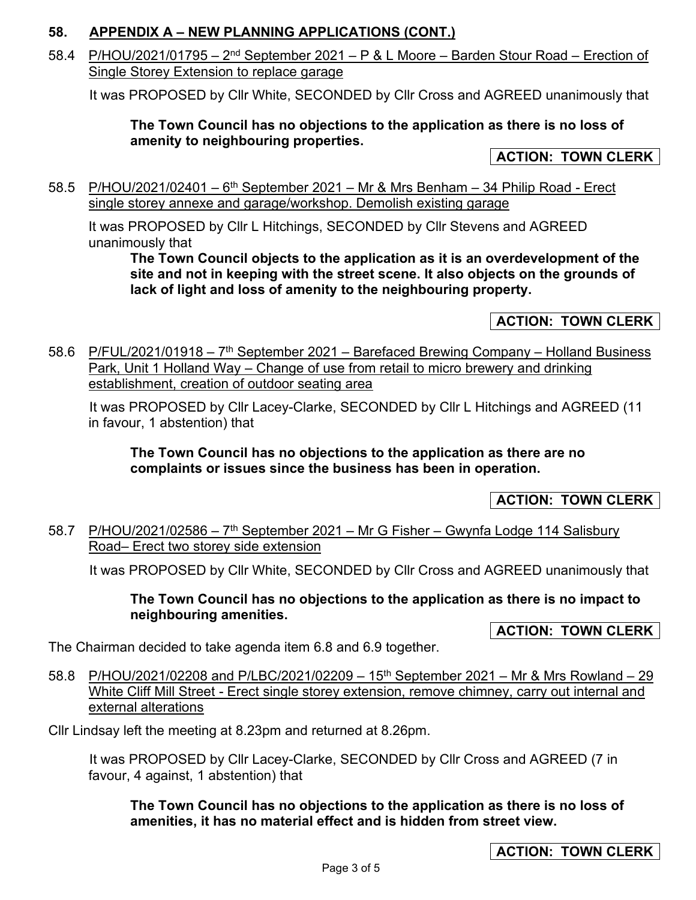## 58. APPENDIX A – NEW PLANNING APPLICATIONS (CONT.)

58.4 P/HOU/2021/01795 – 2nd September 2021 – P & L Moore – Barden Stour Road – Erection of Single Storey Extension to replace garage

It was PROPOSED by Cllr White, SECONDED by Cllr Cross and AGREED unanimously that

> **The Town Council has no objections to the application as there is no loss of amenity to neighbouring properties.**

**ACTION: TOWN CLERK**

58.5 P/HOU/2021/02401 – 6th September 2021 – Mr & Mrs Benham – 34 Philip Road - Erect single storey annexe and garage/workshop. Demolish existing garage

It was PROPOSED by Cllr L Hitchings, SECONDED by Cllr Stevens and AGREED unanimously that

> **The Town Council objects to the application as it is an overdevelopment of the site and not in keeping with the street scene. It also objects on the grounds of lack of light and loss of amenity to the neighbouring property.**

**ACTION: TOWN CLERK**

58.6 P/FUL/2021/01918 – 7th September 2021 – Barefaced Brewing Company – Holland Business Park, Unit 1 Holland Way – Change of use from retail to micro brewery and drinking establishment, creation of outdoor seating area

It was PROPOSED by Cllr Lacey-Clarke, SECONDED by Cllr L Hitchings and AGREED (11 in favour, 1 abstention) that

> **The Town Council has no objections to the application as there are no complaints or issues since the business has been in operation.**

**ACTION: TOWN CLERK**

58.7 P/HOU/2021/02586 – 7th September 2021 – Mr G Fisher – Gwynfa Lodge 114 Salisbury Road– Erect two storey side extension

It was PROPOSED by Cllr White, SECONDED by Cllr Cross and AGREED unanimously that

> **The Town Council has no objections to the application as there is no impact to neighbouring amenities.**

**ACTION: TOWN CLERK**

The Chairman decided to take agenda item 6.8 and 6.9 together.

58.8 P/HOU/2021/02208 and P/LBC/2021/02209 – 15th September 2021 – Mr & Mrs Rowland – 29 White Cliff Mill Street - Erect single storey extension, remove chimney, carry out internal and external alterations

Cllr Lindsay left the meeting at 8.23pm and returned at 8.26pm.

It was PROPOSED by Cllr Lacey-Clarke, SECONDED by Cllr Cross and AGREED (7 in favour, 4 against, 1 abstention) that

> **The Town Council has no objections to the application as there is no loss of amenities, it has no material effect and is hidden from street view.**

**ACTION: TOWN CLERK**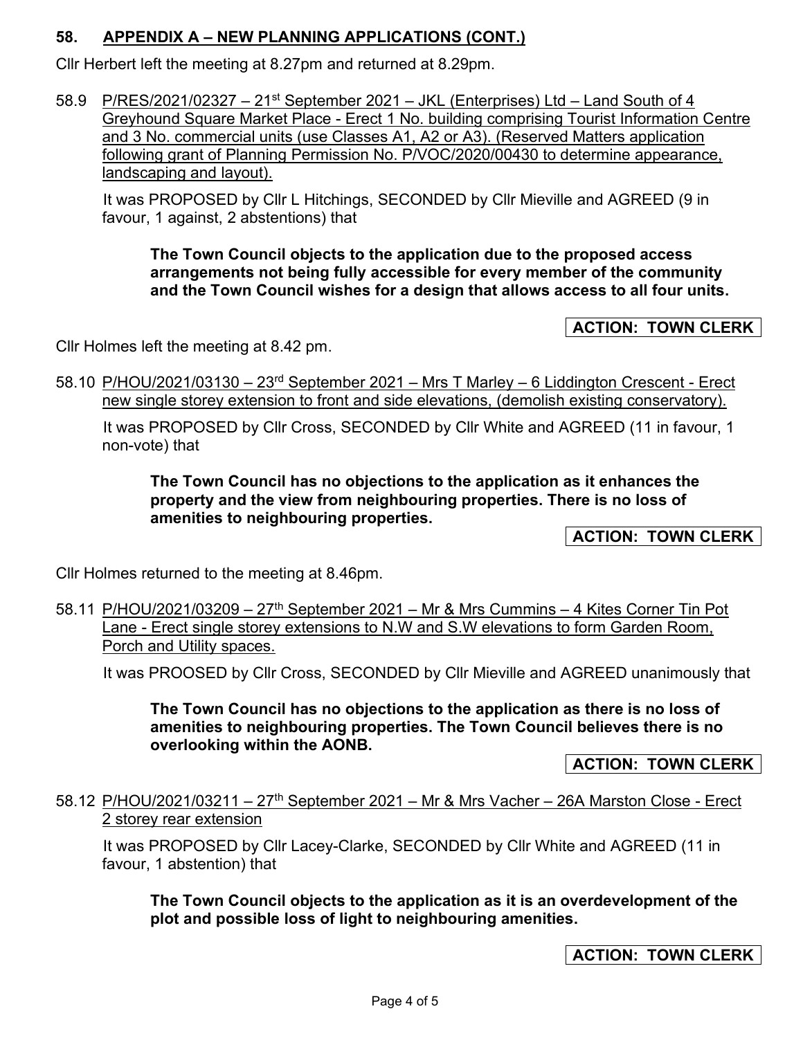## 58. APPENDIX A – NEW PLANNING APPLICATIONS (CONT.)

Cllr Herbert left the meeting at 8.27pm and returned at 8.29pm.

58.9 P/RES/2021/02327 – 21st September 2021 – JKL (Enterprises) Ltd – Land South of 4 Greyhound Square Market Place - Erect 1 No. building comprising Tourist Information Centre and 3 No. commercial units (use Classes A1, A2 or A3). (Reserved Matters application following grant of Planning Permission No. P/VOC/2020/00430 to determine appearance, landscaping and layout).

It was PROPOSED by Cllr L Hitchings, SECONDED by Cllr Mieville and AGREED (9 in favour, 1 against, 2 abstentions) that

**The Town Council objects to the application due to the proposed access arrangements not being fully accessible for every member of the community and the Town Council wishes for a design that allows access to all four units.**

**ACTION: TOWN CLERK**

Cllr Holmes left the meeting at 8.42 pm.

58.10 P/HOU/2021/03130 – 23rd September 2021 – Mrs T Marley – 6 Liddington Crescent - Erect new single storey extension to front and side elevations, (demolish existing conservatory).

It was PROPOSED by Cllr Cross, SECONDED by Cllr White and AGREED (11 in favour, 1 non-vote) that

**The Town Council has no objections to the application as it enhances the property and the view from neighbouring properties. There is no loss of amenities to neighbouring properties.**

**ACTION: TOWN CLERK**

Cllr Holmes returned to the meeting at 8.46pm.

58.11 P/HOU/2021/03209 – 27th September 2021 – Mr & Mrs Cummins – 4 Kites Corner Tin Pot Lane - Erect single storey extensions to N.W and S.W elevations to form Garden Room, Porch and Utility spaces.

It was PROOSED by Cllr Cross, SECONDED by Cllr Mieville and AGREED unanimously that

**The Town Council has no objections to the application as there is no loss of amenities to neighbouring properties. The Town Council believes there is no overlooking within the AONB.**

**ACTION: TOWN CLERK**

58.12 P/HOU/2021/03211 – 27th September 2021 – Mr & Mrs Vacher – 26A Marston Close - Erect 2 storey rear extension

It was PROPOSED by Cllr Lacey-Clarke, SECONDED by Cllr White and AGREED (11 in favour, 1 abstention) that

**The Town Council objects to the application as it is an overdevelopment of the plot and possible loss of light to neighbouring amenities.**

**ACTION: TOWN CLERK**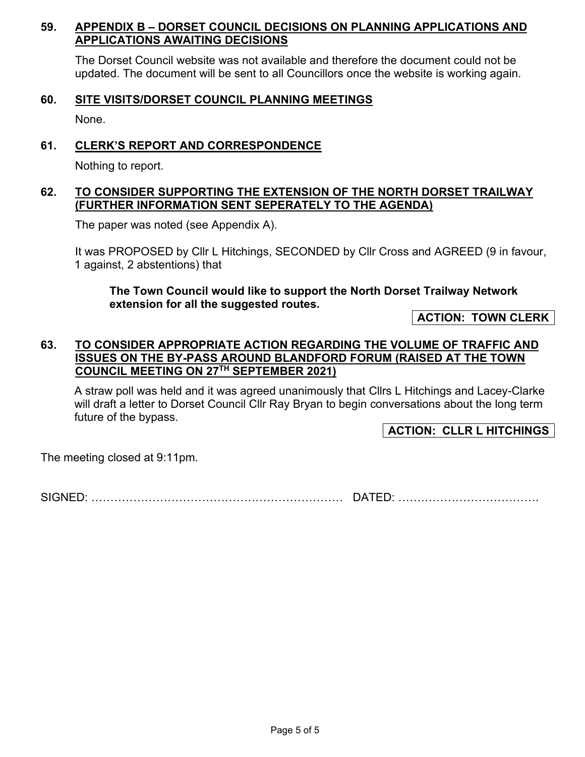## 59. APPENDIX B – DORSET COUNCIL DECISIONS ON PLANNING APPLICATIONS AND APPLICATIONS AWAITING DECISIONS

The Dorset Council website was not available and therefore the document could not be updated. The document will be sent to all Councillors once the website is working again.

## 60. SITE VISITS/DORSET COUNCIL PLANNING MEETINGS

None.

## 61. CLERK'S REPORT AND CORRESPONDENCE

Nothing to report.

## 62. TO CONSIDER SUPPORTING THE EXTENSION OF THE NORTH DORSET TRAILWAY (FURTHER INFORMATION SENT SEPERATELY TO THE AGENDA)

The paper was noted (see Appendix A).

It was PROPOSED by Cllr L Hitchings, SECONDED by Cllr Cross and AGREED (9 in favour, 1 against, 2 abstentions) that

**The Town Council would like to support the North Dorset Trailway Network extension for all the suggested routes.**

**ACTION: TOWN CLERK**

## 63. TO CONSIDER APPROPRIATE ACTION REGARDING THE VOLUME OF TRAFFIC AND ISSUES ON THE BY-PASS AROUND BLANDFORD FORUM (RAISED AT THE TOWN COUNCIL MEETING ON 27TH SEPTEMBER 2021)

A straw poll was held and it was agreed unanimously that Cllrs L Hitchings and Lacey-Clarke will draft a letter to Dorset Council Cllr Ray Bryan to begin conversations about the long term future of the bypass.

**ACTION: CLLR L HITCHINGS**

The meeting closed at 9:11pm.

SIGNED: ………………………………………………………… DATED: ……………………………….